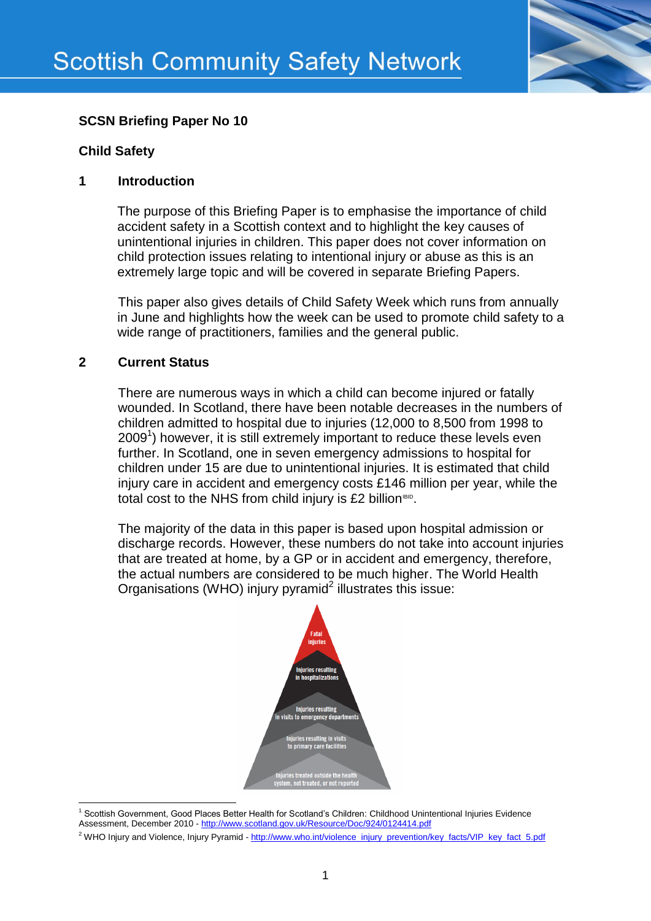# Scottish Community Safety Network

**SCSN Briefing Paper No 10**

**Child Safety**

## 1 Introduction

The purpose of this Briefing Paper is to emphasise the importance of child accident safety in a Scottish context and to highlight the key causes of unintentional injuries in children. This paper does not cover information on child protection issues relating to intentional injury or abuse as this is an extremely large topic and will be covered in separate Briefing Papers.

This paper also gives details of Child Safety Week which runs from annually in June and highlights how the week can be used to promote child safety to a wide range of practitioners, families and the general public.

## 2 Current Status

There are numerous ways in which a child can become injured or fatally wounded. In Scotland, there have been notable decreases in the numbers of children admitted to hospital due to injuries (12,000 to 8,500 from 1998 to 2009[1]) however, it is still extremely important to reduce these levels even further. In Scotland, one in seven emergency admissions to hospital for children under 15 are due to unintentional injuries. It is estimated that child injury care in accident and emergency costs £146 million per year, while the total cost to the NHS from child injury is £2 billion[IBID].

The majority of the data in this paper is based upon hospital admission or discharge records. However, these numbers do not take into account injuries that are treated at home, by a GP or in accident and emergency, therefore, the actual numbers are considered to be much higher. The World Health Organisations (WHO) injury pyramid[2] illustrates this issue:

Fatal injuries

Injuries resulting in hospitalizations

Injuries resulting in visits to emergency departments

Injuries resulting in visits to primary care facilities

Injuries treated outside the health system, not treated, or not reported

---

[1] Scottish Government, Good Places Better Health for Scotland's Children: Childhood Unintentional Injuries Evidence Assessment, December 2010 - http://www.scotland.gov.uk/Resource/Doc/924/0124414.pdf

[2] WHO Injury and Violence, Injury Pyramid - http://www.who.int/violence_injury_prevention/key_facts/VIP_key_fact_5.pdf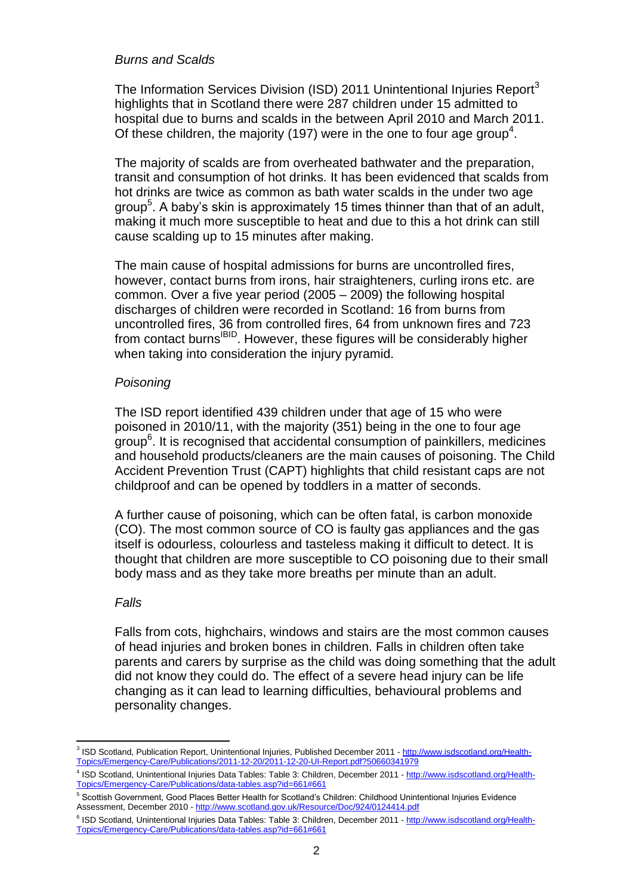*Burns and Scalds*

The Information Services Division (ISD) 2011 Unintentional Injuries Report[3] highlights that in Scotland there were 287 children under 15 admitted to hospital due to burns and scalds in the between April 2010 and March 2011. Of these children, the majority (197) were in the one to four age group[4].

The majority of scalds are from overheated bathwater and the preparation, transit and consumption of hot drinks. It has been evidenced that scalds from hot drinks are twice as common as bath water scalds in the under two age group[5]. A baby's skin is approximately 15 times thinner than that of an adult, making it much more susceptible to heat and due to this a hot drink can still cause scalding up to 15 minutes after making.

The main cause of hospital admissions for burns are uncontrolled fires, however, contact burns from irons, hair straighteners, curling irons etc. are common. Over a five year period (2005 – 2009) the following hospital discharges of children were recorded in Scotland: 16 from burns from uncontrolled fires, 36 from controlled fires, 64 from unknown fires and 723 from contact burns[IBID]. However, these figures will be considerably higher when taking into consideration the injury pyramid.

*Poisoning*

The ISD report identified 439 children under that age of 15 who were poisoned in 2010/11, with the majority (351) being in the one to four age group[6]. It is recognised that accidental consumption of painkillers, medicines and household products/cleaners are the main causes of poisoning. The Child Accident Prevention Trust (CAPT) highlights that child resistant caps are not childproof and can be opened by toddlers in a matter of seconds.

A further cause of poisoning, which can be often fatal, is carbon monoxide (CO). The most common source of CO is faulty gas appliances and the gas itself is odourless, colourless and tasteless making it difficult to detect. It is thought that children are more susceptible to CO poisoning due to their small body mass and as they take more breaths per minute than an adult.

*Falls*

Falls from cots, highchairs, windows and stairs are the most common causes of head injuries and broken bones in children. Falls in children often take parents and carers by surprise as the child was doing something that the adult did not know they could do. The effect of a severe head injury can be life changing as it can lead to learning difficulties, behavioural problems and personality changes.

---

[3] ISD Scotland, Publication Report, Unintentional Injuries, Published December 2011 - http://www.isdscotland.org/Health-Topics/Emergency-Care/Publications/2011-12-20/2011-12-20-UI-Report.pdf?50660341979

[4] ISD Scotland, Unintentional Injuries Data Tables: Table 3: Children, December 2011 - http://www.isdscotland.org/Health-Topics/Emergency-Care/Publications/data-tables.asp?id=661#661

[5] Scottish Government, Good Places Better Health for Scotland's Children: Childhood Unintentional Injuries Evidence Assessment, December 2010 - http://www.scotland.gov.uk/Resource/Doc/924/0124414.pdf

[6] ISD Scotland, Unintentional Injuries Data Tables: Table 3: Children, December 2011 - http://www.isdscotland.org/Health-Topics/Emergency-Care/Publications/data-tables.asp?id=661#661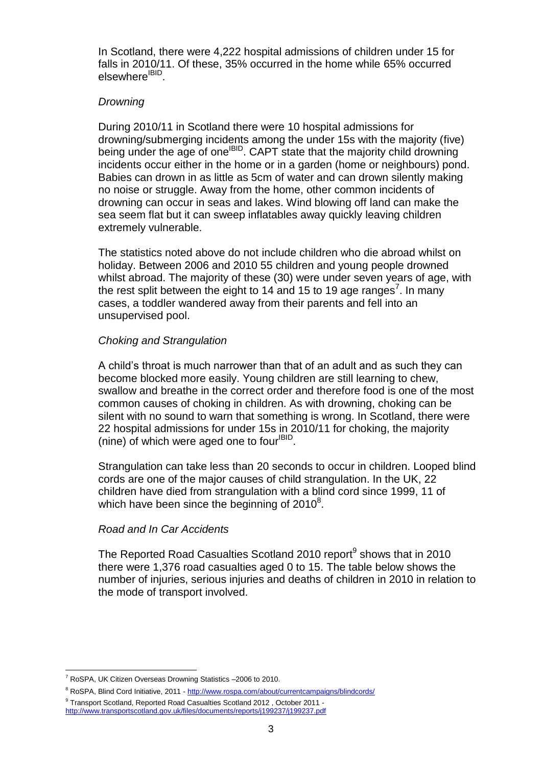In Scotland, there were 4,222 hospital admissions of children under 15 for falls in 2010/11. Of these, 35% occurred in the home while 65% occurred elsewhere[IBID].

*Drowning*

During 2010/11 in Scotland there were 10 hospital admissions for drowning/submerging incidents among the under 15s with the majority (five) being under the age of one[IBID]. CAPT state that the majority child drowning incidents occur either in the home or in a garden (home or neighbours) pond. Babies can drown in as little as 5cm of water and can drown silently making no noise or struggle. Away from the home, other common incidents of drowning can occur in seas and lakes. Wind blowing off land can make the sea seem flat but it can sweep inflatables away quickly leaving children extremely vulnerable.

The statistics noted above do not include children who die abroad whilst on holiday. Between 2006 and 2010 55 children and young people drowned whilst abroad. The majority of these (30) were under seven years of age, with the rest split between the eight to 14 and 15 to 19 age ranges[7]. In many cases, a toddler wandered away from their parents and fell into an unsupervised pool.

*Choking and Strangulation*

A child's throat is much narrower than that of an adult and as such they can become blocked more easily. Young children are still learning to chew, swallow and breathe in the correct order and therefore food is one of the most common causes of choking in children. As with drowning, choking can be silent with no sound to warn that something is wrong. In Scotland, there were 22 hospital admissions for under 15s in 2010/11 for choking, the majority (nine) of which were aged one to four[IBID].

Strangulation can take less than 20 seconds to occur in children. Looped blind cords are one of the major causes of child strangulation. In the UK, 22 children have died from strangulation with a blind cord since 1999, 11 of which have been since the beginning of 2010[8].

*Road and In Car Accidents*

The Reported Road Casualties Scotland 2010 report[9] shows that in 2010 there were 1,376 road casualties aged 0 to 15. The table below shows the number of injuries, serious injuries and deaths of children in 2010 in relation to the mode of transport involved.

---

[7] RoSPA, UK Citizen Overseas Drowning Statistics –2006 to 2010.

[8] RoSPA, Blind Cord Initiative, 2011 - http://www.rospa.com/about/currentcampaigns/blindcords/

[9] Transport Scotland, Reported Road Casualties Scotland 2012 , October 2011 - http://www.transportscotland.gov.uk/files/documents/reports/j199237/j199237.pdf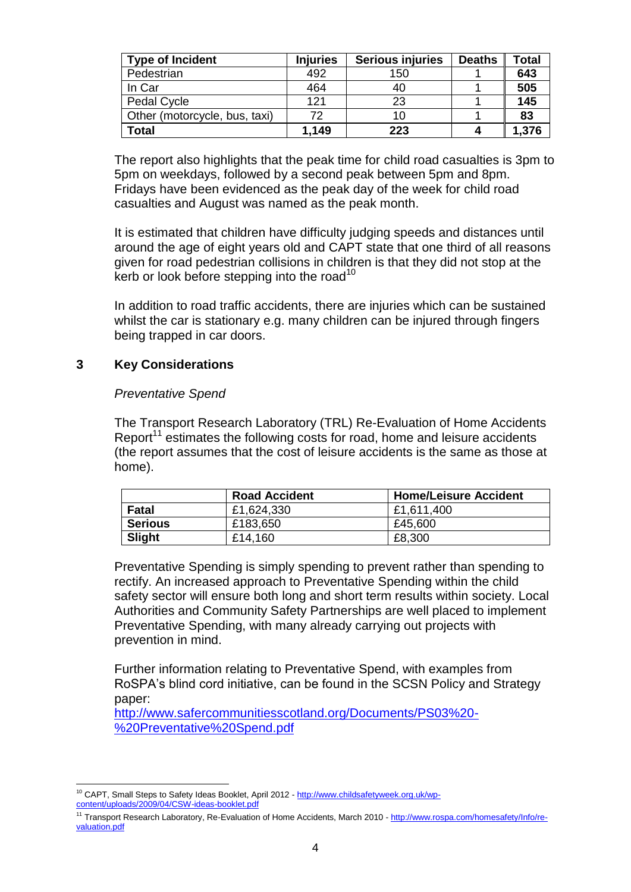| Type of Incident | Injuries | Serious injuries | Deaths | Total |
|---|---|---|---|---|
| Pedestrian | 492 | 150 | 1 | **643** |
| In Car | 464 | 40 | 1 | **505** |
| Pedal Cycle | 121 | 23 | 1 | **145** |
| Other (motorcycle, bus, taxi) | 72 | 10 | 1 | **83** |
| **Total** | **1,149** | **223** | **4** | **1,376** |

The report also highlights that the peak time for child road casualties is 3pm to 5pm on weekdays, followed by a second peak between 5pm and 8pm. Fridays have been evidenced as the peak day of the week for child road casualties and August was named as the peak month.

It is estimated that children have difficulty judging speeds and distances until around the age of eight years old and CAPT state that one third of all reasons given for road pedestrian collisions in children is that they did not stop at the kerb or look before stepping into the road[10]

In addition to road traffic accidents, there are injuries which can be sustained whilst the car is stationary e.g. many children can be injured through fingers being trapped in car doors.

## 3 Key Considerations

*Preventative Spend*

The Transport Research Laboratory (TRL) Re-Evaluation of Home Accidents Report[11] estimates the following costs for road, home and leisure accidents (the report assumes that the cost of leisure accidents is the same as those at home).

| | Road Accident | Home/Leisure Accident |
|---|---|---|
| **Fatal** | £1,624,330 | £1,611,400 |
| **Serious** | £183,650 | £45,600 |
| **Slight** | £14,160 | £8,300 |

Preventative Spending is simply spending to prevent rather than spending to rectify. An increased approach to Preventative Spending within the child safety sector will ensure both long and short term results within society. Local Authorities and Community Safety Partnerships are well placed to implement Preventative Spending, with many already carrying out projects with prevention in mind.

Further information relating to Preventative Spend, with examples from RoSPA's blind cord initiative, can be found in the SCSN Policy and Strategy paper: 
http://www.safercommunitiesscotland.org/Documents/PS03%20-%20Preventative%20Spend.pdf

---

[10] CAPT, Small Steps to Safety Ideas Booklet, April 2012 - http://www.childsafetyweek.org.uk/wp-content/uploads/2009/04/CSW-ideas-booklet.pdf

[11] Transport Research Laboratory, Re-Evaluation of Home Accidents, March 2010 - http://www.rospa.com/homesafety/Info/re-valuation.pdf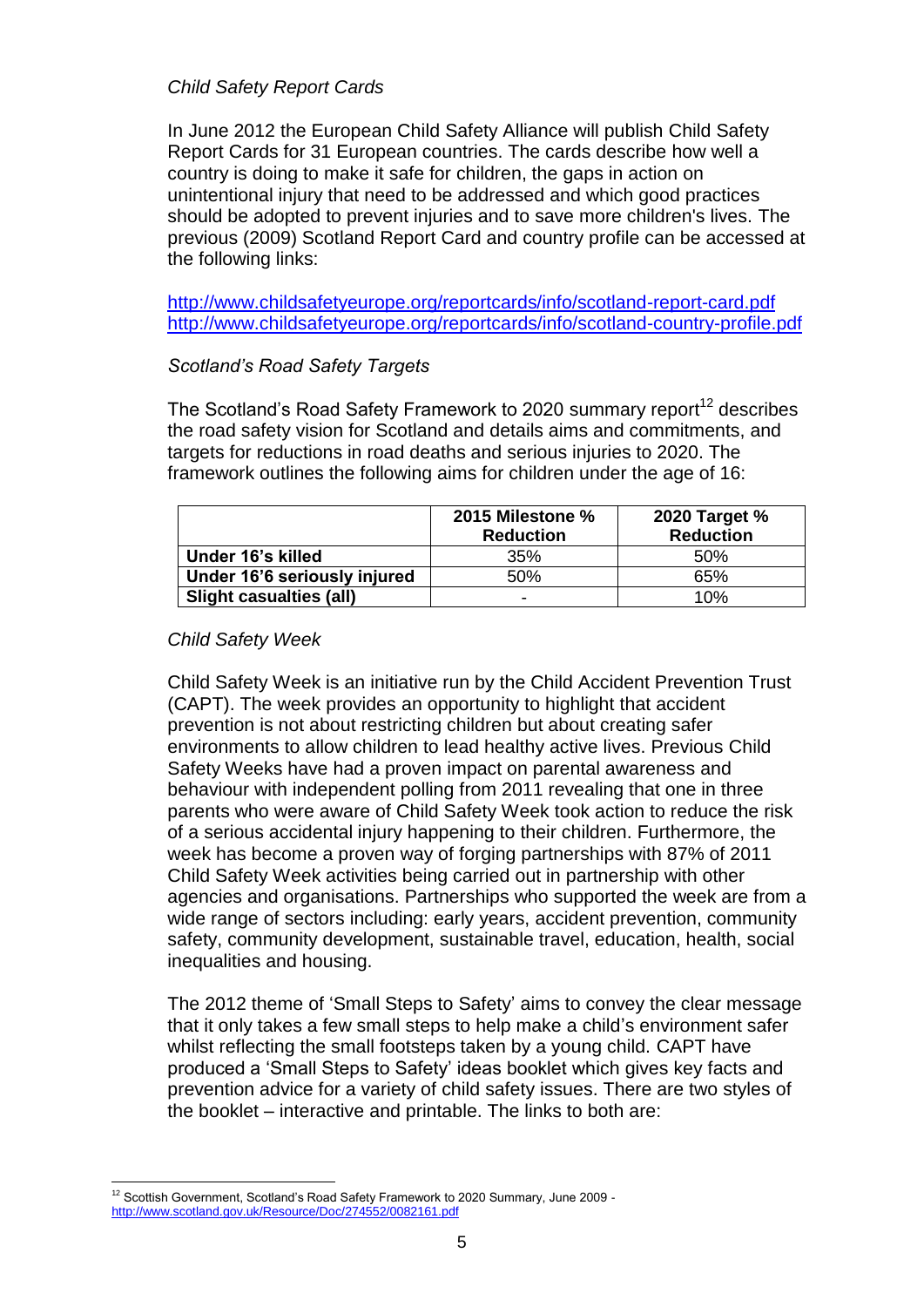*Child Safety Report Cards*

In June 2012 the European Child Safety Alliance will publish Child Safety Report Cards for 31 European countries. The cards describe how well a country is doing to make it safe for children, the gaps in action on unintentional injury that need to be addressed and which good practices should be adopted to prevent injuries and to save more children's lives. The previous (2009) Scotland Report Card and country profile can be accessed at the following links:

http://www.childsafetyeurope.org/reportcards/info/scotland-report-card.pdf
http://www.childsafetyeurope.org/reportcards/info/scotland-country-profile.pdf

*Scotland's Road Safety Targets*

The Scotland's Road Safety Framework to 2020 summary report[12] describes the road safety vision for Scotland and details aims and commitments, and targets for reductions in road deaths and serious injuries to 2020. The framework outlines the following aims for children under the age of 16:

| | 2015 Milestone % Reduction | 2020 Target % Reduction |
|---|---|---|
| **Under 16's killed** | 35% | 50% |
| **Under 16'6 seriously injured** | 50% | 65% |
| **Slight casualties (all)** | - | 10% |

*Child Safety Week*

Child Safety Week is an initiative run by the Child Accident Prevention Trust (CAPT). The week provides an opportunity to highlight that accident prevention is not about restricting children but about creating safer environments to allow children to lead healthy active lives. Previous Child Safety Weeks have had a proven impact on parental awareness and behaviour with independent polling from 2011 revealing that one in three parents who were aware of Child Safety Week took action to reduce the risk of a serious accidental injury happening to their children. Furthermore, the week has become a proven way of forging partnerships with 87% of 2011 Child Safety Week activities being carried out in partnership with other agencies and organisations. Partnerships who supported the week are from a wide range of sectors including: early years, accident prevention, community safety, community development, sustainable travel, education, health, social inequalities and housing.

The 2012 theme of 'Small Steps to Safety' aims to convey the clear message that it only takes a few small steps to help make a child's environment safer whilst reflecting the small footsteps taken by a young child. CAPT have produced a 'Small Steps to Safety' ideas booklet which gives key facts and prevention advice for a variety of child safety issues. There are two styles of the booklet – interactive and printable. The links to both are:

[12] Scottish Government, Scotland's Road Safety Framework to 2020 Summary, June 2009 - http://www.scotland.gov.uk/Resource/Doc/274552/0082161.pdf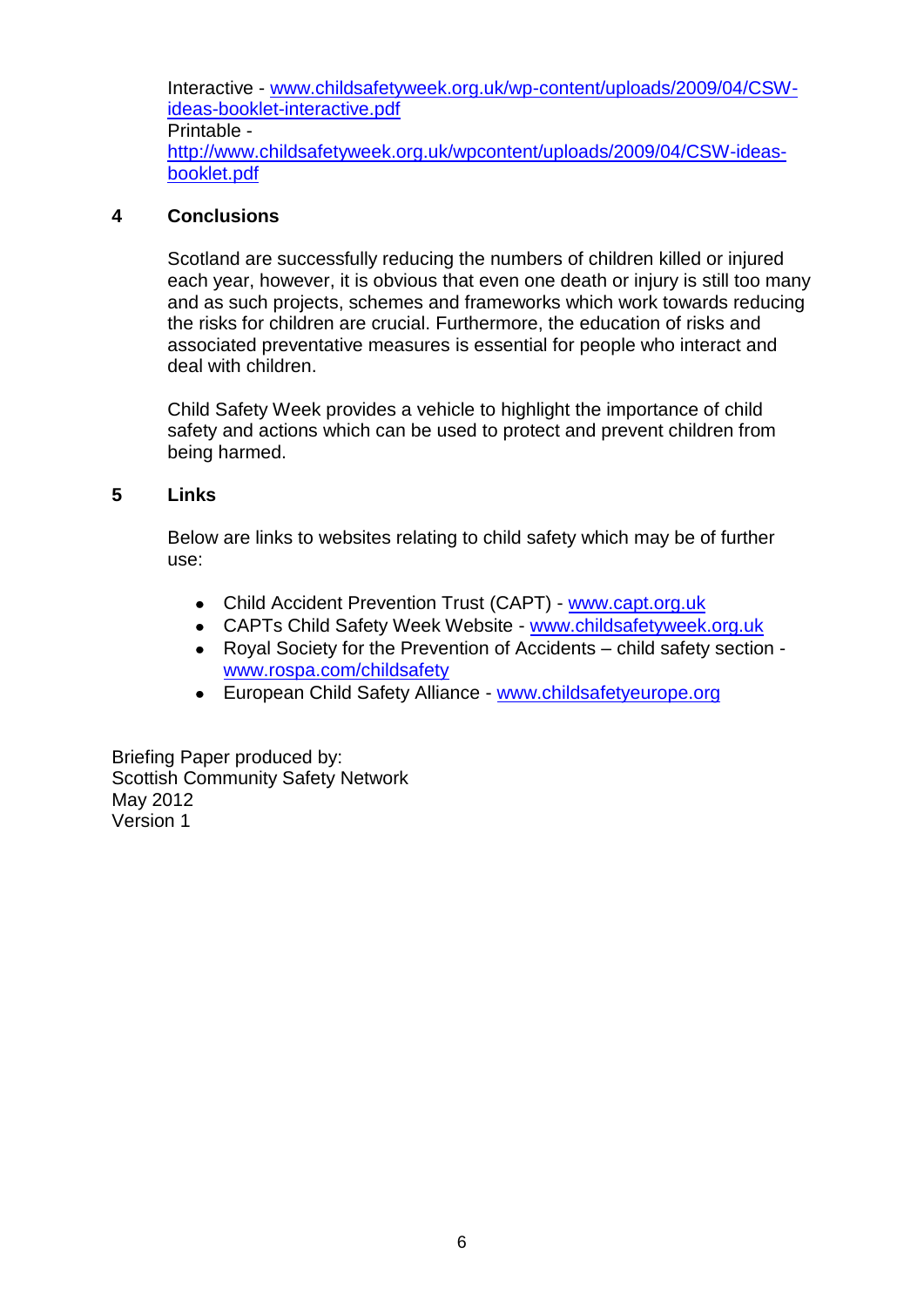Interactive - [www.childsafetyweek.org.uk/wp-content/uploads/2009/04/CSW-ideas-booklet-interactive.pdf](www.childsafetyweek.org.uk/wp-content/uploads/2009/04/CSW-ideas-booklet-interactive.pdf)
Printable - [http://www.childsafetyweek.org.uk/wpcontent/uploads/2009/04/CSW-ideas-booklet.pdf](http://www.childsafetyweek.org.uk/wpcontent/uploads/2009/04/CSW-ideas-booklet.pdf)

## 4 Conclusions

Scotland are successfully reducing the numbers of children killed or injured each year, however, it is obvious that even one death or injury is still too many and as such projects, schemes and frameworks which work towards reducing the risks for children are crucial. Furthermore, the education of risks and associated preventative measures is essential for people who interact and deal with children.

Child Safety Week provides a vehicle to highlight the importance of child safety and actions which can be used to protect and prevent children from being harmed.

## 5 Links

Below are links to websites relating to child safety which may be of further use:

- Child Accident Prevention Trust (CAPT) - [www.capt.org.uk](www.capt.org.uk)
- CAPTs Child Safety Week Website - [www.childsafetyweek.org.uk](www.childsafetyweek.org.uk)
- Royal Society for the Prevention of Accidents – child safety section - [www.rospa.com/childsafety](www.rospa.com/childsafety)
- European Child Safety Alliance - [www.childsafetyeurope.org](www.childsafetyeurope.org)

Briefing Paper produced by:
Scottish Community Safety Network
May 2012
Version 1